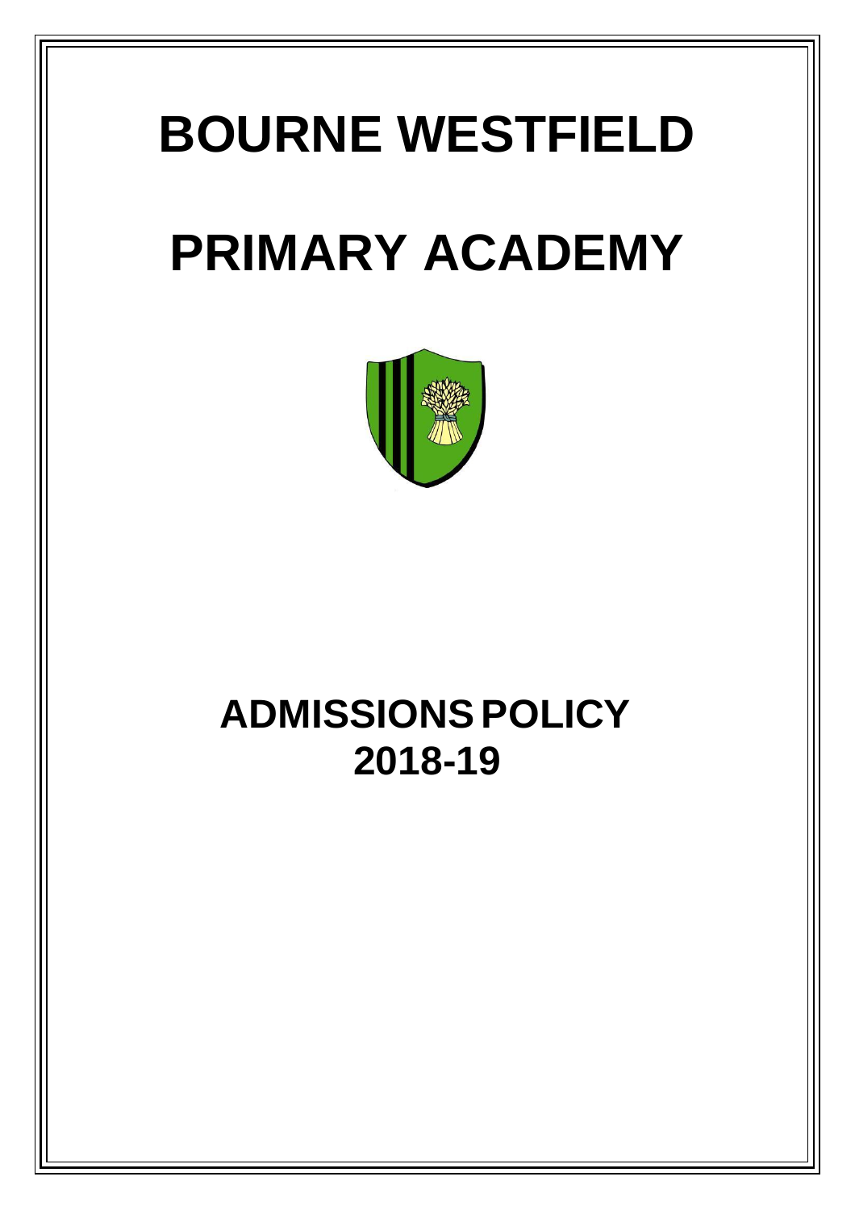# BOURNE WESTFIELD

# PRIMARY ACADEMY

## ADMISSIONS POLICY 2018-19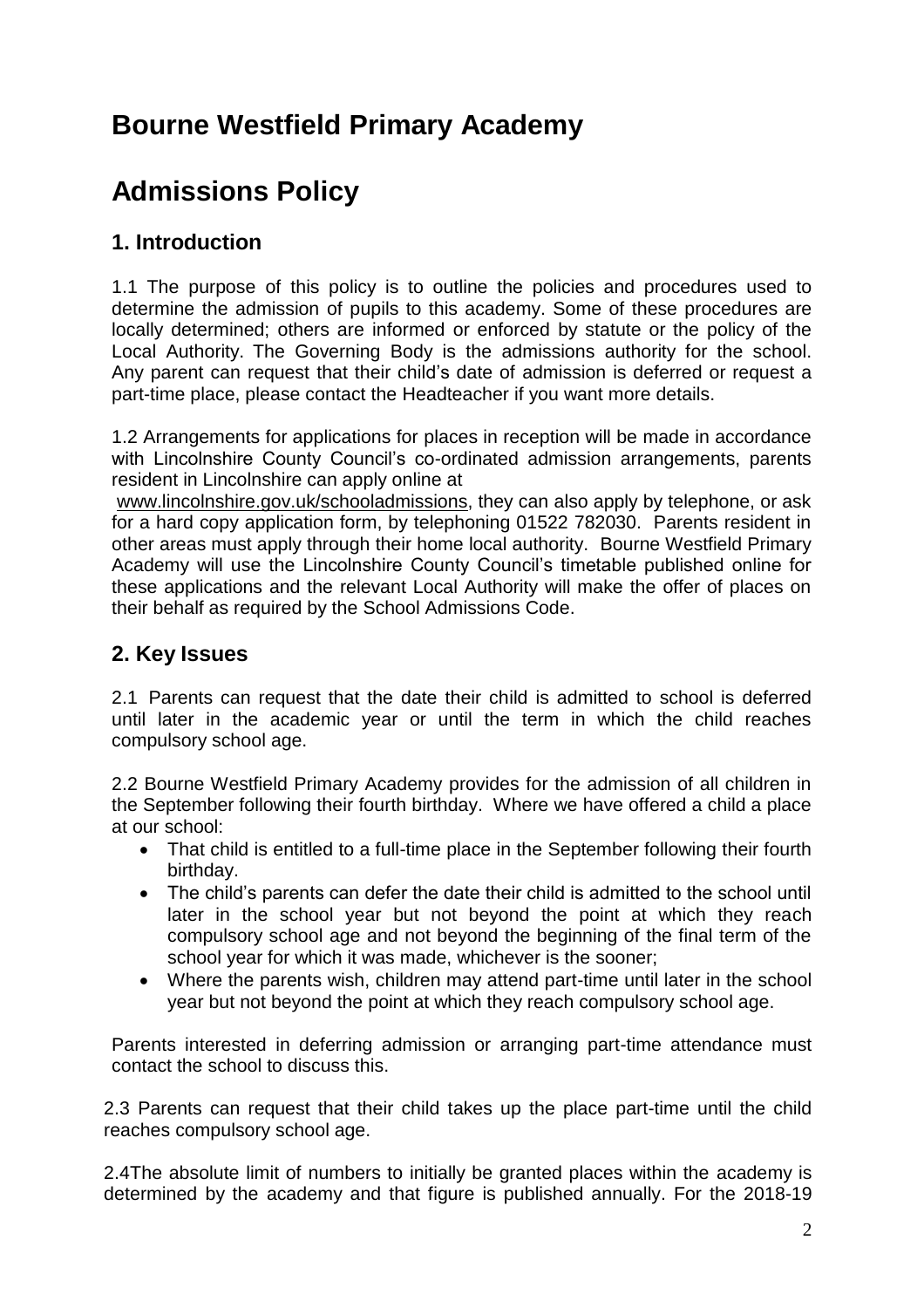# Bourne Westfield Primary Academy

# Admissions Policy

## 1. Introduction

1.1 The purpose of this policy is to outline the policies and procedures used to determine the admission of pupils to this academy. Some of these procedures are locally determined; others are informed or enforced by statute or the policy of the Local Authority. The Governing Body is the admissions authority for the school. Any parent can request that their child's date of admission is deferred or request a part-time place, please contact the Headteacher if you want more details.

1.2 Arrangements for applications for places in reception will be made in accordance with Lincolnshire County Council's co-ordinated admission arrangements, parents resident in Lincolnshire can apply online at www.lincolnshire.gov.uk/schooladmissions, they can also apply by telephone, or ask for a hard copy application form, by telephoning 01522 782030. Parents resident in other areas must apply through their home local authority. Bourne Westfield Primary Academy will use the Lincolnshire County Council's timetable published online for these applications and the relevant Local Authority will make the offer of places on their behalf as required by the School Admissions Code.

## 2. Key Issues

2.1 Parents can request that the date their child is admitted to school is deferred until later in the academic year or until the term in which the child reaches compulsory school age.

2.2 Bourne Westfield Primary Academy provides for the admission of all children in the September following their fourth birthday. Where we have offered a child a place at our school:

- That child is entitled to a full-time place in the September following their fourth birthday.
- The child's parents can defer the date their child is admitted to the school until later in the school year but not beyond the point at which they reach compulsory school age and not beyond the beginning of the final term of the school year for which it was made, whichever is the sooner;
- Where the parents wish, children may attend part-time until later in the school year but not beyond the point at which they reach compulsory school age.

Parents interested in deferring admission or arranging part-time attendance must contact the school to discuss this.

2.3 Parents can request that their child takes up the place part-time until the child reaches compulsory school age.

2.4The absolute limit of numbers to initially be granted places within the academy is determined by the academy and that figure is published annually. For the 2018-19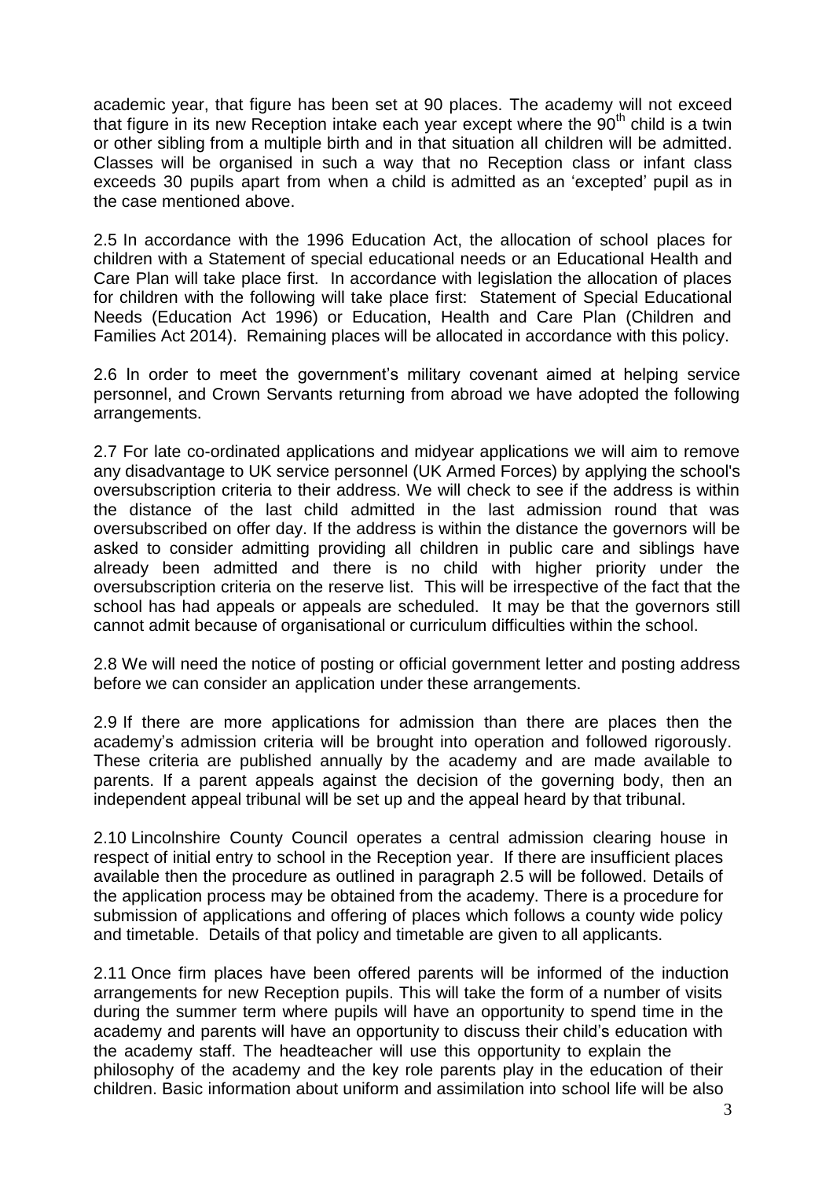academic year, that figure has been set at 90 places. The academy will not exceed that figure in its new Reception intake each year except where the 90th child is a twin or other sibling from a multiple birth and in that situation all children will be admitted. Classes will be organised in such a way that no Reception class or infant class exceeds 30 pupils apart from when a child is admitted as an 'excepted' pupil as in the case mentioned above.

2.5 In accordance with the 1996 Education Act, the allocation of school places for children with a Statement of special educational needs or an Educational Health and Care Plan will take place first. In accordance with legislation the allocation of places for children with the following will take place first: Statement of Special Educational Needs (Education Act 1996) or Education, Health and Care Plan (Children and Families Act 2014). Remaining places will be allocated in accordance with this policy.

2.6 In order to meet the government's military covenant aimed at helping service personnel, and Crown Servants returning from abroad we have adopted the following arrangements.

2.7 For late co-ordinated applications and midyear applications we will aim to remove any disadvantage to UK service personnel (UK Armed Forces) by applying the school's oversubscription criteria to their address. We will check to see if the address is within the distance of the last child admitted in the last admission round that was oversubscribed on offer day. If the address is within the distance the governors will be asked to consider admitting providing all children in public care and siblings have already been admitted and there is no child with higher priority under the oversubscription criteria on the reserve list. This will be irrespective of the fact that the school has had appeals or appeals are scheduled. It may be that the governors still cannot admit because of organisational or curriculum difficulties within the school.

2.8 We will need the notice of posting or official government letter and posting address before we can consider an application under these arrangements.

2.9 If there are more applications for admission than there are places then the academy's admission criteria will be brought into operation and followed rigorously. These criteria are published annually by the academy and are made available to parents. If a parent appeals against the decision of the governing body, then an independent appeal tribunal will be set up and the appeal heard by that tribunal.

2.10 Lincolnshire County Council operates a central admission clearing house in respect of initial entry to school in the Reception year. If there are insufficient places available then the procedure as outlined in paragraph 2.5 will be followed. Details of the application process may be obtained from the academy. There is a procedure for submission of applications and offering of places which follows a county wide policy and timetable. Details of that policy and timetable are given to all applicants.

2.11 Once firm places have been offered parents will be informed of the induction arrangements for new Reception pupils. This will take the form of a number of visits during the summer term where pupils will have an opportunity to spend time in the academy and parents will have an opportunity to discuss their child's education with the academy staff. The headteacher will use this opportunity to explain the philosophy of the academy and the key role parents play in the education of their children. Basic information about uniform and assimilation into school life will be also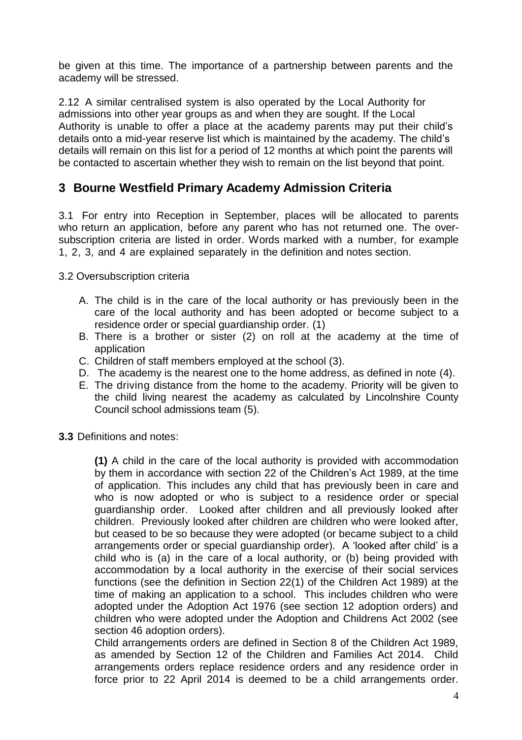be given at this time. The importance of a partnership between parents and the academy will be stressed.

2.12 A similar centralised system is also operated by the Local Authority for admissions into other year groups as and when they are sought. If the Local Authority is unable to offer a place at the academy parents may put their child's details onto a mid-year reserve list which is maintained by the academy. The child's details will remain on this list for a period of 12 months at which point the parents will be contacted to ascertain whether they wish to remain on the list beyond that point.

## 3 Bourne Westfield Primary Academy Admission Criteria

3.1 For entry into Reception in September, places will be allocated to parents who return an application, before any parent who has not returned one. The over-subscription criteria are listed in order. Words marked with a number, for example 1, 2, 3, and 4 are explained separately in the definition and notes section.

3.2 Oversubscription criteria

A. The child is in the care of the local authority or has previously been in the care of the local authority and has been adopted or become subject to a residence order or special guardianship order. (1)
B. There is a brother or sister (2) on roll at the academy at the time of application
C. Children of staff members employed at the school (3).
D. The academy is the nearest one to the home address, as defined in note (4).
E. The driving distance from the home to the academy. Priority will be given to the child living nearest the academy as calculated by Lincolnshire County Council school admissions team (5).

**3.3** Definitions and notes:

**(1)** A child in the care of the local authority is provided with accommodation by them in accordance with section 22 of the Children's Act 1989, at the time of application. This includes any child that has previously been in care and who is now adopted or who is subject to a residence order or special guardianship order. Looked after children and all previously looked after children. Previously looked after children are children who were looked after, but ceased to be so because they were adopted (or became subject to a child arrangements order or special guardianship order). A 'looked after child' is a child who is (a) in the care of a local authority, or (b) being provided with accommodation by a local authority in the exercise of their social services functions (see the definition in Section 22(1) of the Children Act 1989) at the time of making an application to a school. This includes children who were adopted under the Adoption Act 1976 (see section 12 adoption orders) and children who were adopted under the Adoption and Childrens Act 2002 (see section 46 adoption orders).

Child arrangements orders are defined in Section 8 of the Children Act 1989, as amended by Section 12 of the Children and Families Act 2014. Child arrangements orders replace residence orders and any residence order in force prior to 22 April 2014 is deemed to be a child arrangements order.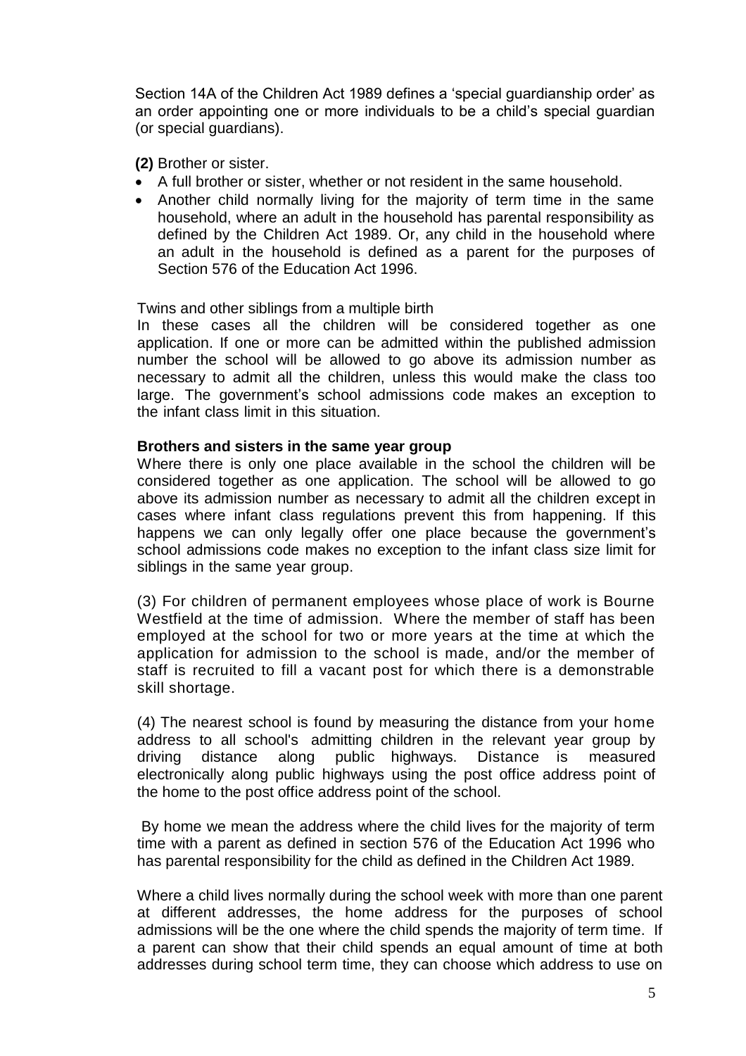Section 14A of the Children Act 1989 defines a 'special guardianship order' as an order appointing one or more individuals to be a child's special guardian (or special guardians).

**(2)** Brother or sister.

- A full brother or sister, whether or not resident in the same household.
- Another child normally living for the majority of term time in the same household, where an adult in the household has parental responsibility as defined by the Children Act 1989. Or, any child in the household where an adult in the household is defined as a parent for the purposes of Section 576 of the Education Act 1996.

Twins and other siblings from a multiple birth

In these cases all the children will be considered together as one application. If one or more can be admitted within the published admission number the school will be allowed to go above its admission number as necessary to admit all the children, unless this would make the class too large. The government's school admissions code makes an exception to the infant class limit in this situation.

**Brothers and sisters in the same year group**

Where there is only one place available in the school the children will be considered together as one application. The school will be allowed to go above its admission number as necessary to admit all the children except in cases where infant class regulations prevent this from happening. If this happens we can only legally offer one place because the government's school admissions code makes no exception to the infant class size limit for siblings in the same year group.

(3) For children of permanent employees whose place of work is Bourne Westfield at the time of admission. Where the member of staff has been employed at the school for two or more years at the time at which the application for admission to the school is made, and/or the member of staff is recruited to fill a vacant post for which there is a demonstrable skill shortage.

(4) The nearest school is found by measuring the distance from your home address to all school's admitting children in the relevant year group by driving distance along public highways. Distance is measured electronically along public highways using the post office address point of the home to the post office address point of the school.

By home we mean the address where the child lives for the majority of term time with a parent as defined in section 576 of the Education Act 1996 who has parental responsibility for the child as defined in the Children Act 1989.

Where a child lives normally during the school week with more than one parent at different addresses, the home address for the purposes of school admissions will be the one where the child spends the majority of term time. If a parent can show that their child spends an equal amount of time at both addresses during school term time, they can choose which address to use on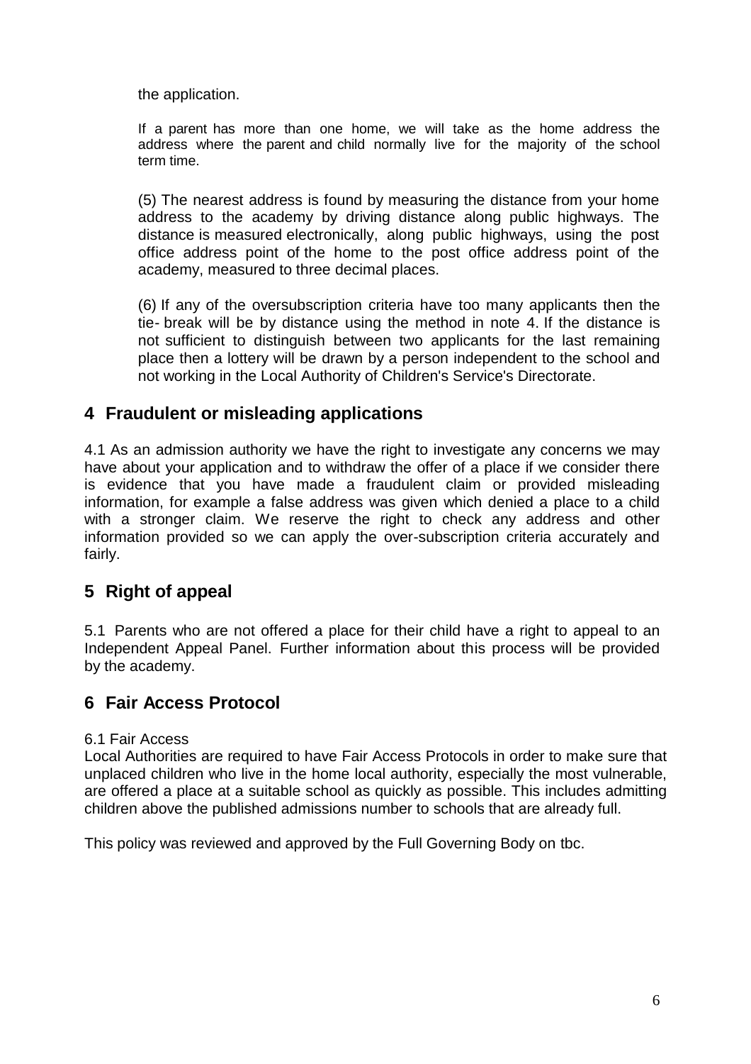the application.

If a parent has more than one home, we will take as the home address the address where the parent and child normally live for the majority of the school term time.

(5) The nearest address is found by measuring the distance from your home address to the academy by driving distance along public highways. The distance is measured electronically, along public highways, using the post office address point of the home to the post office address point of the academy, measured to three decimal places.

(6) If any of the oversubscription criteria have too many applicants then the tie- break will be by distance using the method in note 4. If the distance is not sufficient to distinguish between two applicants for the last remaining place then a lottery will be drawn by a person independent to the school and not working in the Local Authority of Children's Service's Directorate.

## 4 Fraudulent or misleading applications

4.1 As an admission authority we have the right to investigate any concerns we may have about your application and to withdraw the offer of a place if we consider there is evidence that you have made a fraudulent claim or provided misleading information, for example a false address was given which denied a place to a child with a stronger claim. We reserve the right to check any address and other information provided so we can apply the over-subscription criteria accurately and fairly.

## 5 Right of appeal

5.1 Parents who are not offered a place for their child have a right to appeal to an Independent Appeal Panel. Further information about this process will be provided by the academy.

## 6 Fair Access Protocol

6.1 Fair Access

Local Authorities are required to have Fair Access Protocols in order to make sure that unplaced children who live in the home local authority, especially the most vulnerable, are offered a place at a suitable school as quickly as possible. This includes admitting children above the published admissions number to schools that are already full.

This policy was reviewed and approved by the Full Governing Body on tbc.